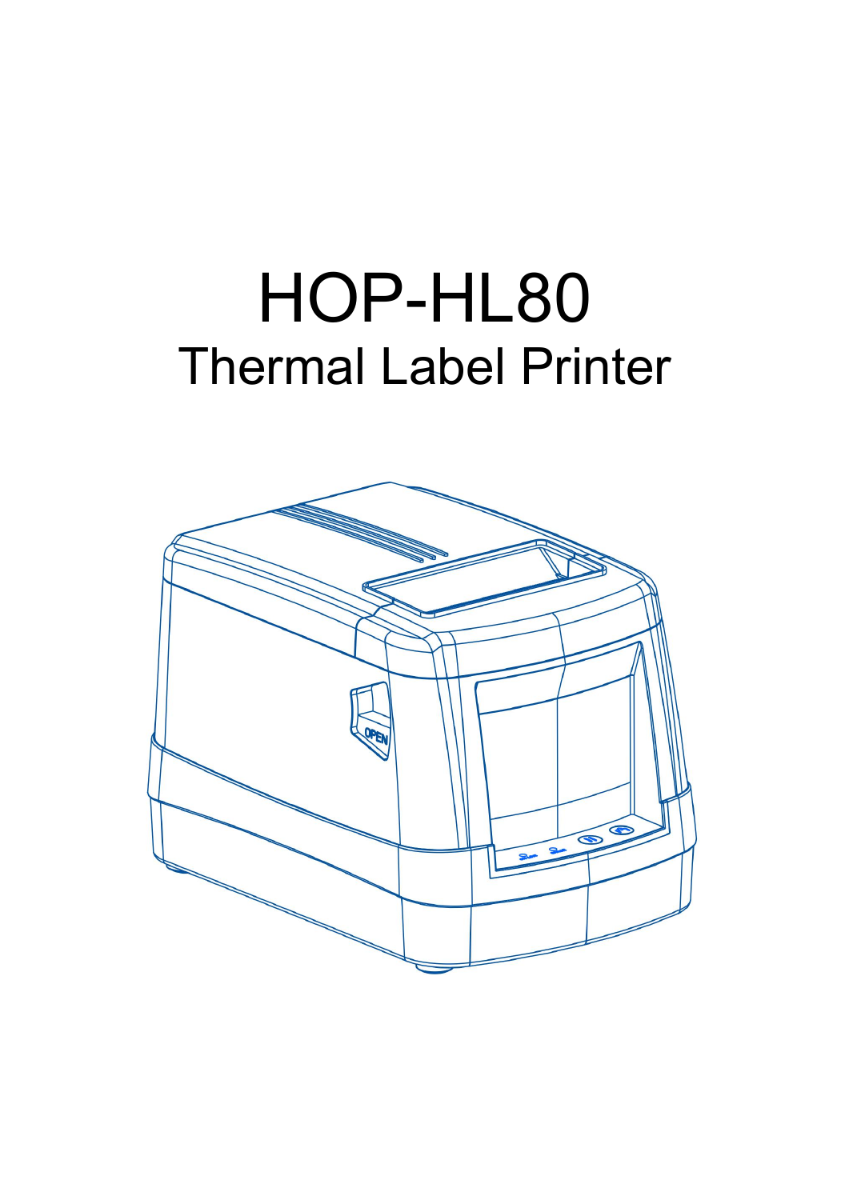# HOP-HL80

## Thermal Label Printer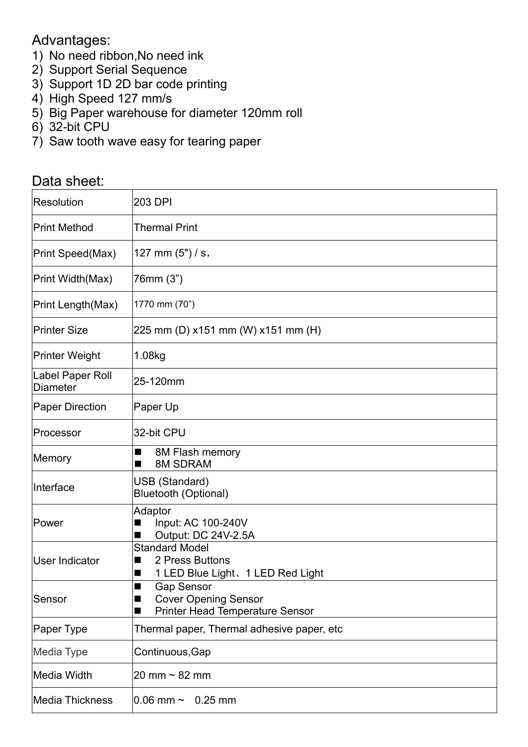## Advantages:

1) No need ribbon,No need ink
2) Support Serial Sequence
3) Support 1D 2D bar code printing
4) High Speed 127 mm/s
5) Big Paper warehouse for diameter 120mm roll
6) 32-bit CPU
7) Saw tooth wave easy for tearing paper

## Data sheet:

| | |
|---|---|
| Resolution | 203 DPI |
| Print Method | Thermal Print |
| Print Speed(Max) | 127 mm (5") / s， |
| Print Width(Max) | 76mm (3”) |
| Print Length(Max) | 1770 mm (70”) |
| Printer Size | 225 mm (D) x151 mm (W) x151 mm (H) |
| Printer Weight | 1.08kg |
| Label Paper Roll Diameter | 25-120mm |
| Paper Direction | Paper Up |
| Processor | 32-bit CPU |
| Memory | ■ 8M Flash memory<br>■ 8M SDRAM |
| Interface | USB (Standard)<br>Bluetooth (Optional) |
| Power | Adaptor<br>■ Input: AC 100-240V<br>■ Output: DC 24V-2.5A |
| User Indicator | Standard Model<br>■ 2 Press Buttons<br>■ 1 LED Blue Light、1 LED Red Light |
| Sensor | ■ Gap Sensor<br>■ Cover Opening Sensor<br>■ Printer Head Temperature Sensor |
| Paper Type | Thermal paper, Thermal adhesive paper, etc |
| Media Type | Continuous,Gap |
| Media Width | 20 mm ~ 82 mm |
| Media Thickness | 0.06 mm ~ 0.25 mm |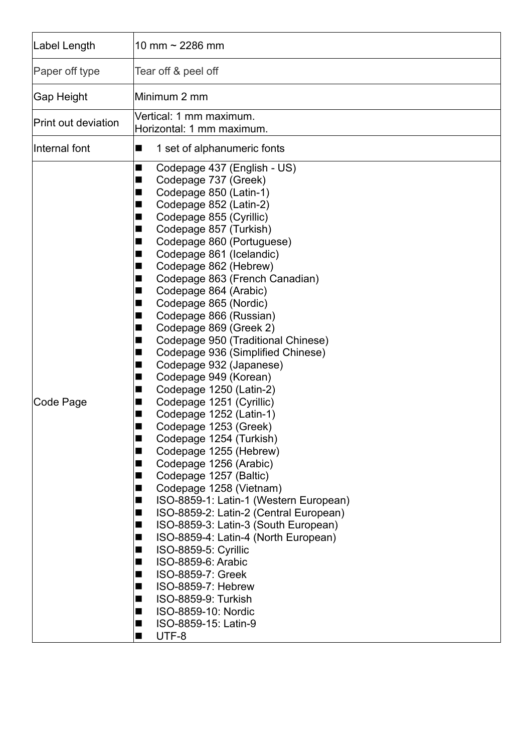| Label Length | 10 mm ~ 2286 mm |
|---|---|
| Paper off type | Tear off & peel off |
| Gap Height | Minimum 2 mm |
| Print out deviation | Vertical: 1 mm maximum.<br>Horizontal: 1 mm maximum. |
| Internal font | ■ 1 set of alphanumeric fonts |
| Code Page | ■ Codepage 437 (English - US)<br>■ Codepage 737 (Greek)<br>■ Codepage 850 (Latin-1)<br>■ Codepage 852 (Latin-2)<br>■ Codepage 855 (Cyrillic)<br>■ Codepage 857 (Turkish)<br>■ Codepage 860 (Portuguese)<br>■ Codepage 861 (Icelandic)<br>■ Codepage 862 (Hebrew)<br>■ Codepage 863 (French Canadian)<br>■ Codepage 864 (Arabic)<br>■ Codepage 865 (Nordic)<br>■ Codepage 866 (Russian)<br>■ Codepage 869 (Greek 2)<br>■ Codepage 950 (Traditional Chinese)<br>■ Codepage 936 (Simplified Chinese)<br>■ Codepage 932 (Japanese)<br>■ Codepage 949 (Korean)<br>■ Codepage 1250 (Latin-2)<br>■ Codepage 1251 (Cyrillic)<br>■ Codepage 1252 (Latin-1)<br>■ Codepage 1253 (Greek)<br>■ Codepage 1254 (Turkish)<br>■ Codepage 1255 (Hebrew)<br>■ Codepage 1256 (Arabic)<br>■ Codepage 1257 (Baltic)<br>■ Codepage 1258 (Vietnam)<br>■ ISO-8859-1: Latin-1 (Western European)<br>■ ISO-8859-2: Latin-2 (Central European)<br>■ ISO-8859-3: Latin-3 (South European)<br>■ ISO-8859-4: Latin-4 (North European)<br>■ ISO-8859-5: Cyrillic<br>■ ISO-8859-6: Arabic<br>■ ISO-8859-7: Greek<br>■ ISO-8859-7: Hebrew<br>■ ISO-8859-9: Turkish<br>■ ISO-8859-10: Nordic<br>■ ISO-8859-15: Latin-9<br>■ UTF-8 |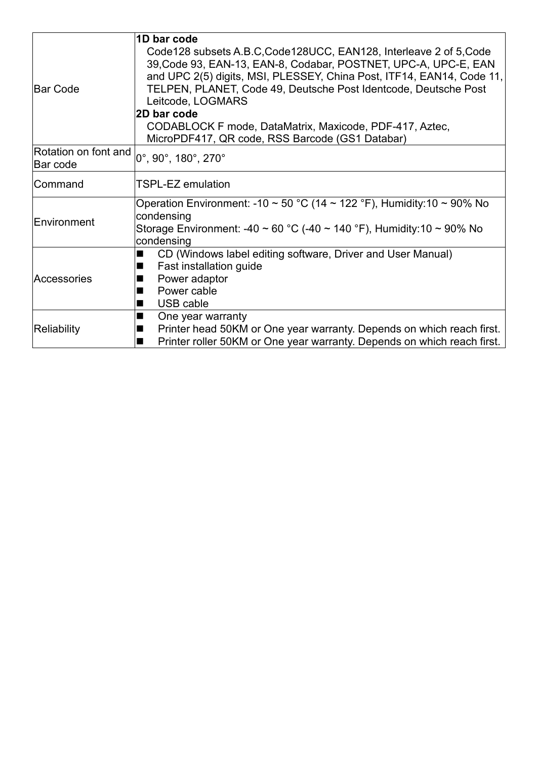| | |
|---|---|
| Bar Code | **1D bar code**<br>Code128 subsets A.B.C,Code128UCC, EAN128, Interleave 2 of 5,Code 39,Code 93, EAN-13, EAN-8, Codabar, POSTNET, UPC-A, UPC-E, EAN and UPC 2(5) digits, MSI, PLESSEY, China Post, ITF14, EAN14, Code 11, TELPEN, PLANET, Code 49, Deutsche Post Identcode, Deutsche Post Leitcode, LOGMARS<br>**2D bar code**<br>CODABLOCK F mode, DataMatrix, Maxicode, PDF-417, Aztec, MicroPDF417, QR code, RSS Barcode (GS1 Databar) |
| Rotation on font and Bar code | 0°, 90°, 180°, 270° |
| Command | TSPL-EZ emulation |
| Environment | Operation Environment: -10 ~ 50 °C (14 ~ 122 °F), Humidity:10 ~ 90% No condensing<br>Storage Environment: -40 ~ 60 °C (-40 ~ 140 °F), Humidity:10 ~ 90% No condensing |
| Accessories | ■ CD (Windows label editing software, Driver and User Manual)<br>■ Fast installation guide<br>■ Power adaptor<br>■ Power cable<br>■ USB cable |
| Reliability | ■ One year warranty<br>■ Printer head 50KM or One year warranty. Depends on which reach first.<br>■ Printer roller 50KM or One year warranty. Depends on which reach first. |